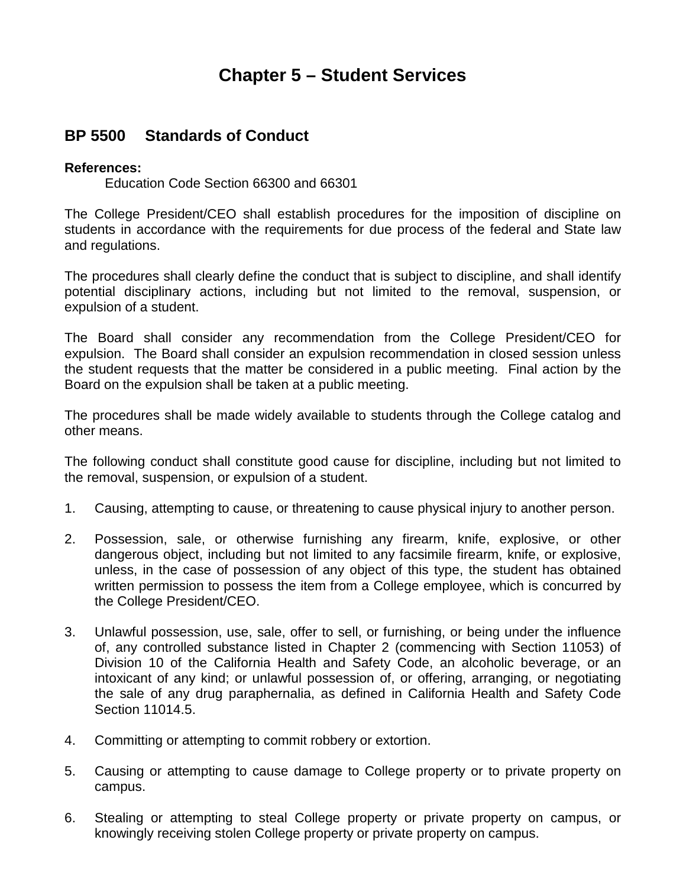# Chapter 5 – Student Services

## BP 5500 Standards of Conduct

**References:**

Education Code Section 66300 and 66301

The College President/CEO shall establish procedures for the imposition of discipline on students in accordance with the requirements for due process of the federal and State law and regulations.

The procedures shall clearly define the conduct that is subject to discipline, and shall identify potential disciplinary actions, including but not limited to the removal, suspension, or expulsion of a student.

The Board shall consider any recommendation from the College President/CEO for expulsion. The Board shall consider an expulsion recommendation in closed session unless the student requests that the matter be considered in a public meeting. Final action by the Board on the expulsion shall be taken at a public meeting.

The procedures shall be made widely available to students through the College catalog and other means.

The following conduct shall constitute good cause for discipline, including but not limited to the removal, suspension, or expulsion of a student.

1. Causing, attempting to cause, or threatening to cause physical injury to another person.

2. Possession, sale, or otherwise furnishing any firearm, knife, explosive, or other dangerous object, including but not limited to any facsimile firearm, knife, or explosive, unless, in the case of possession of any object of this type, the student has obtained written permission to possess the item from a College employee, which is concurred by the College President/CEO.

3. Unlawful possession, use, sale, offer to sell, or furnishing, or being under the influence of, any controlled substance listed in Chapter 2 (commencing with Section 11053) of Division 10 of the California Health and Safety Code, an alcoholic beverage, or an intoxicant of any kind; or unlawful possession of, or offering, arranging, or negotiating the sale of any drug paraphernalia, as defined in California Health and Safety Code Section 11014.5.

4. Committing or attempting to commit robbery or extortion.

5. Causing or attempting to cause damage to College property or to private property on campus.

6. Stealing or attempting to steal College property or private property on campus, or knowingly receiving stolen College property or private property on campus.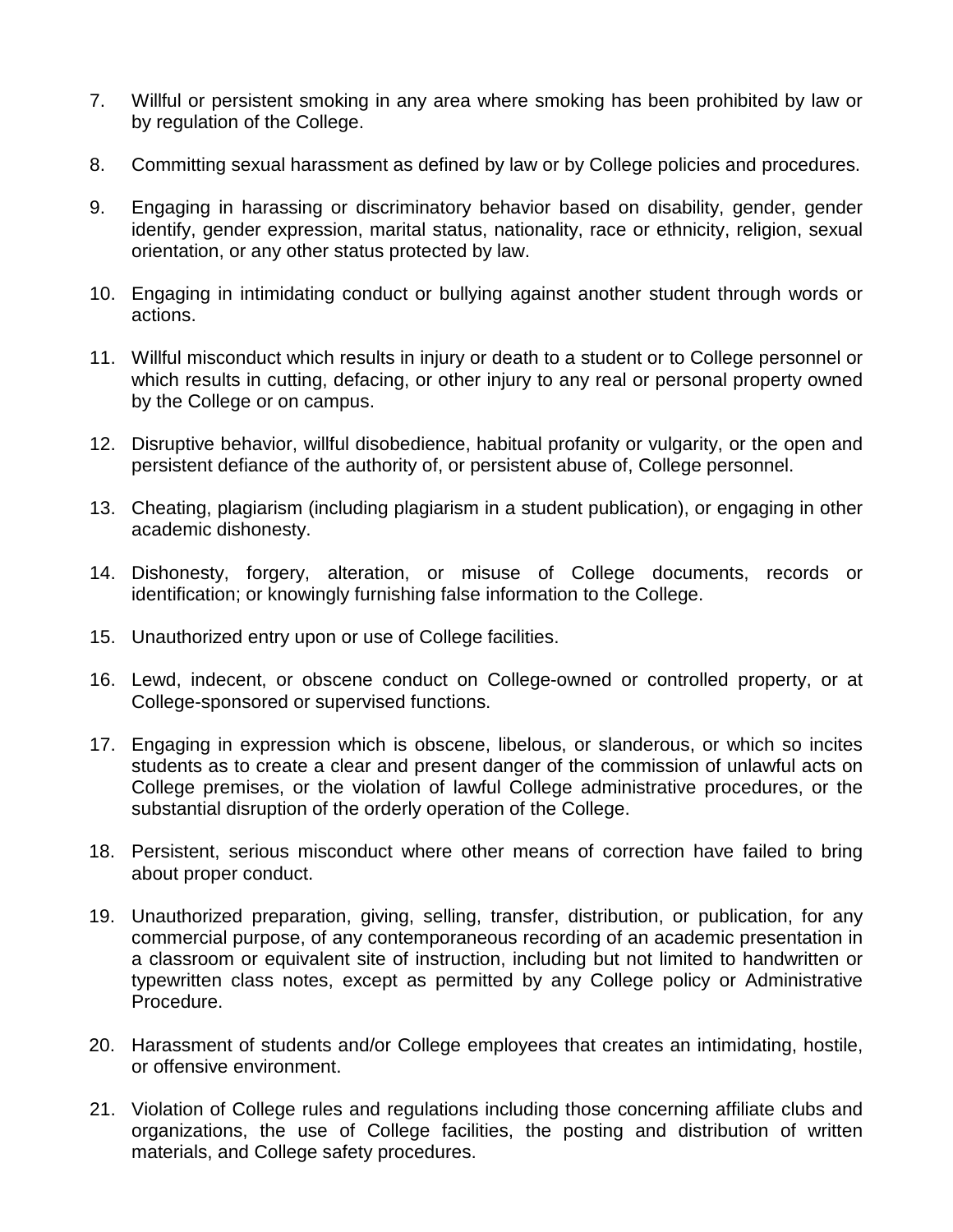7. Willful or persistent smoking in any area where smoking has been prohibited by law or by regulation of the College.

8. Committing sexual harassment as defined by law or by College policies and procedures.

9. Engaging in harassing or discriminatory behavior based on disability, gender, gender identify, gender expression, marital status, nationality, race or ethnicity, religion, sexual orientation, or any other status protected by law.

10. Engaging in intimidating conduct or bullying against another student through words or actions.

11. Willful misconduct which results in injury or death to a student or to College personnel or which results in cutting, defacing, or other injury to any real or personal property owned by the College or on campus.

12. Disruptive behavior, willful disobedience, habitual profanity or vulgarity, or the open and persistent defiance of the authority of, or persistent abuse of, College personnel.

13. Cheating, plagiarism (including plagiarism in a student publication), or engaging in other academic dishonesty.

14. Dishonesty, forgery, alteration, or misuse of College documents, records or identification; or knowingly furnishing false information to the College.

15. Unauthorized entry upon or use of College facilities.

16. Lewd, indecent, or obscene conduct on College-owned or controlled property, or at College-sponsored or supervised functions.

17. Engaging in expression which is obscene, libelous, or slanderous, or which so incites students as to create a clear and present danger of the commission of unlawful acts on College premises, or the violation of lawful College administrative procedures, or the substantial disruption of the orderly operation of the College.

18. Persistent, serious misconduct where other means of correction have failed to bring about proper conduct.

19. Unauthorized preparation, giving, selling, transfer, distribution, or publication, for any commercial purpose, of any contemporaneous recording of an academic presentation in a classroom or equivalent site of instruction, including but not limited to handwritten or typewritten class notes, except as permitted by any College policy or Administrative Procedure.

20. Harassment of students and/or College employees that creates an intimidating, hostile, or offensive environment.

21. Violation of College rules and regulations including those concerning affiliate clubs and organizations, the use of College facilities, the posting and distribution of written materials, and College safety procedures.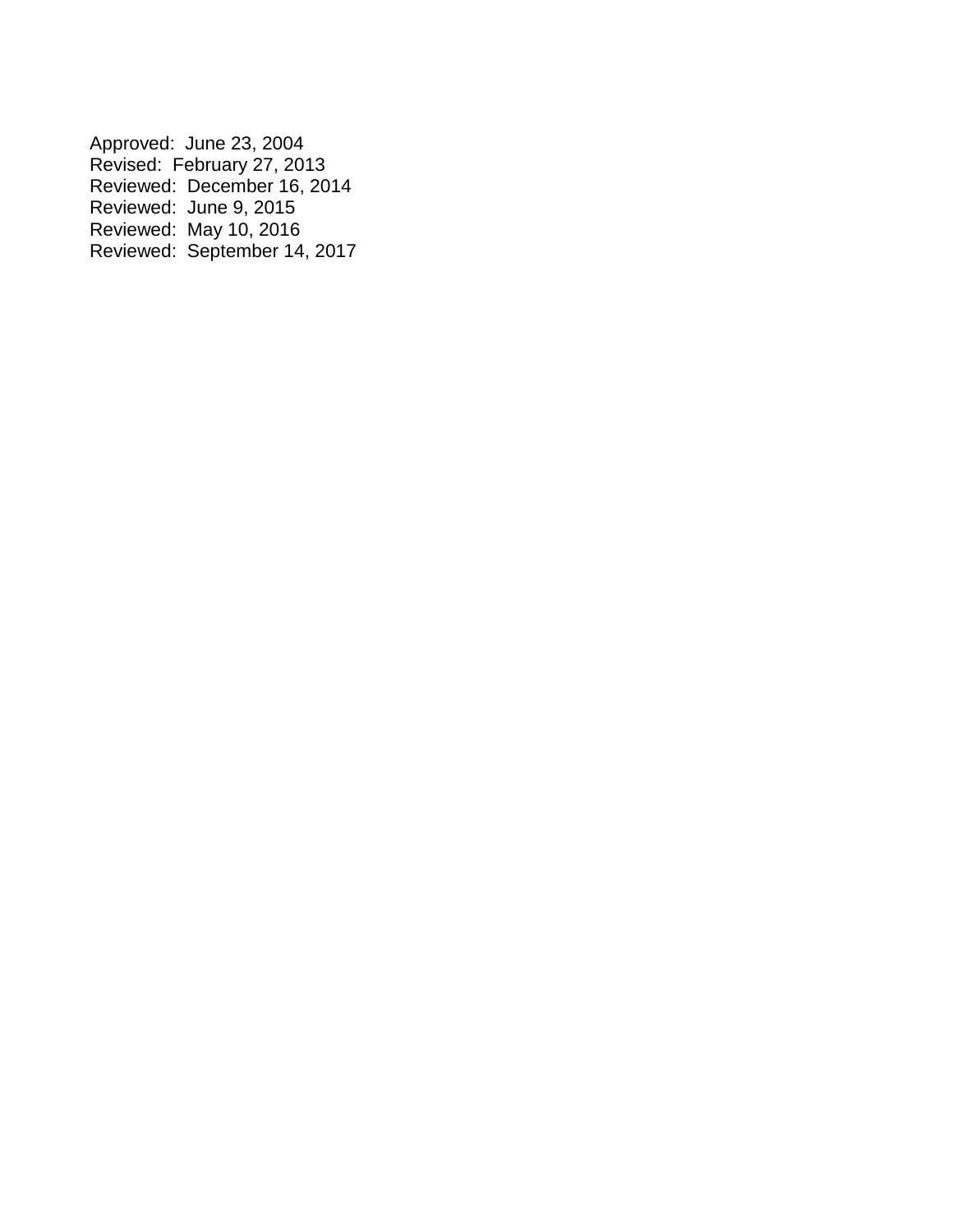Approved: June 23, 2004
Revised: February 27, 2013
Reviewed: December 16, 2014
Reviewed: June 9, 2015
Reviewed: May 10, 2016
Reviewed: September 14, 2017